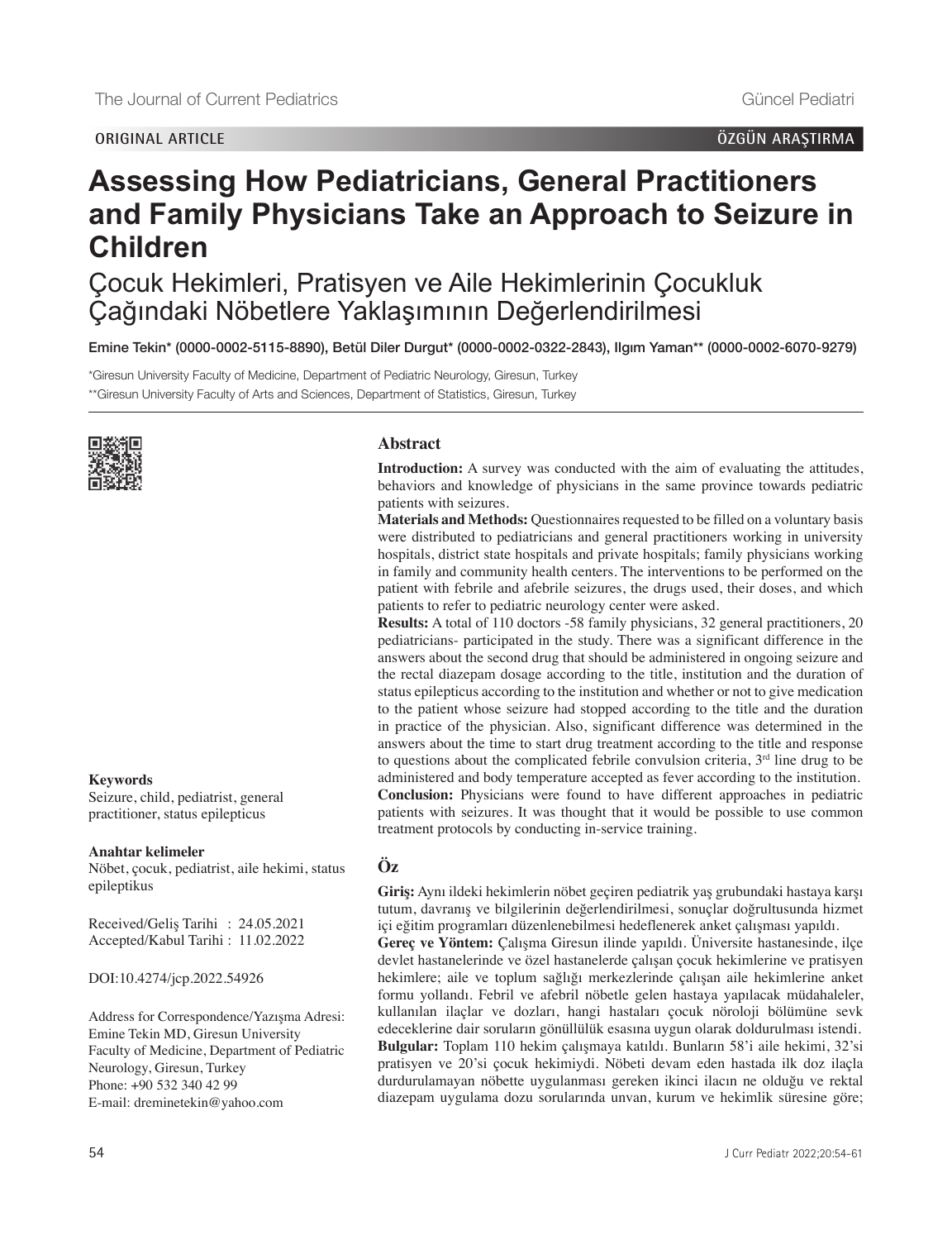ORIGINAL ARTICLE | ÖZGÜN ARAŞTIRMA

# Assessing How Pediatricians, General Practitioners and Family Physicians Take an Approach to Seizure in Children

# Çocuk Hekimleri, Pratisyen ve Aile Hekimlerinin Çocukluk Çağındaki Nöbetlere Yaklaşımının Değerlendirilmesi

**Emine Tekin\* (0000-0002-5115-8890), Betül Diler Durgut\* (0000-0002-0322-2843), Ilgım Yaman\*\* (0000-0002-6070-9279)**

\*Giresun University Faculty of Medicine, Department of Pediatric Neurology, Giresun, Turkey

\*\*Giresun University Faculty of Arts and Sciences, Department of Statistics, Giresun, Turkey

## Abstract

**Introduction:** A survey was conducted with the aim of evaluating the attitudes, behaviors and knowledge of physicians in the same province towards pediatric patients with seizures.

**Materials and Methods:** Questionnaires requested to be filled on a voluntary basis were distributed to pediatricians and general practitioners working in university hospitals, district state hospitals and private hospitals; family physicians working in family and community health centers. The interventions to be performed on the patient with febrile and afebrile seizures, the drugs used, their doses, and which patients to refer to pediatric neurology center were asked.

**Results:** A total of 110 doctors -58 family physicians, 32 general practitioners, 20 pediatricians- participated in the study. There was a significant difference in the answers about the second drug that should be administered in ongoing seizure and the rectal diazepam dosage according to the title, institution and the duration of status epilepticus according to the institution and whether or not to give medication to the patient whose seizure had stopped according to the title and the duration in practice of the physician. Also, significant difference was determined in the answers about the time to start drug treatment according to the title and response to questions about the complicated febrile convulsion criteria, 3rd line drug to be administered and body temperature accepted as fever according to the institution.

**Conclusion:** Physicians were found to have different approaches in pediatric patients with seizures. It was thought that it would be possible to use common treatment protocols by conducting in-service training.

**Keywords**

Seizure, child, pediatrist, general practitioner, status epilepticus

## Öz

**Giriş:** Aynı ildeki hekimlerin nöbet geçiren pediatrik yaş grubundaki hastaya karşı tutum, davranış ve bilgilerinin değerlendirilmesi, sonuçlar doğrultusunda hizmet içi eğitim programları düzenlenebilmesi hedeflenerek anket çalışması yapıldı.

**Gereç ve Yöntem:** Çalışma Giresun ilinde yapıldı. Üniversite hastanesinde, ilçe devlet hastanelerinde ve özel hastanelerde çalışan çocuk hekimlerine ve pratisyen hekimlere; aile ve toplum sağlığı merkezlerinde çalışan aile hekimlerine anket formu yollandı. Febril ve afebril nöbetle gelen hastaya yapılacak müdahaleler, kullanılan ilaçlar ve dozları, hangi hastaları çocuk nöroloji bölümüne sevk edeceklerine dair soruların gönüllülük esasına uygun olarak doldurulması istendi.

**Bulgular:** Toplam 110 hekim çalışmaya katıldı. Bunların 58'i aile hekimi, 32'si pratisyen ve 20'si çocuk hekimiydi. Nöbeti devam eden hastada ilk doz ilaçla durdurulamayan nöbette uygulanması gereken ikinci ilacın ne olduğu ve rektal diazepam uygulama dozu sorularında unvan, kurum ve hekimlik süresine göre;

**Anahtar kelimeler**

Nöbet, çocuk, pediatrist, aile hekimi, status epileptikus

Received/Geliş Tarihi : 24.05.2021
Accepted/Kabul Tarihi : 11.02.2022

DOI:10.4274/jcp.2022.54926

Address for Correspondence/Yazışma Adresi:
Emine Tekin MD, Giresun University Faculty of Medicine, Department of Pediatric Neurology, Giresun, Turkey
Phone: +90 532 340 42 99
E-mail: dreminetekin@yahoo.com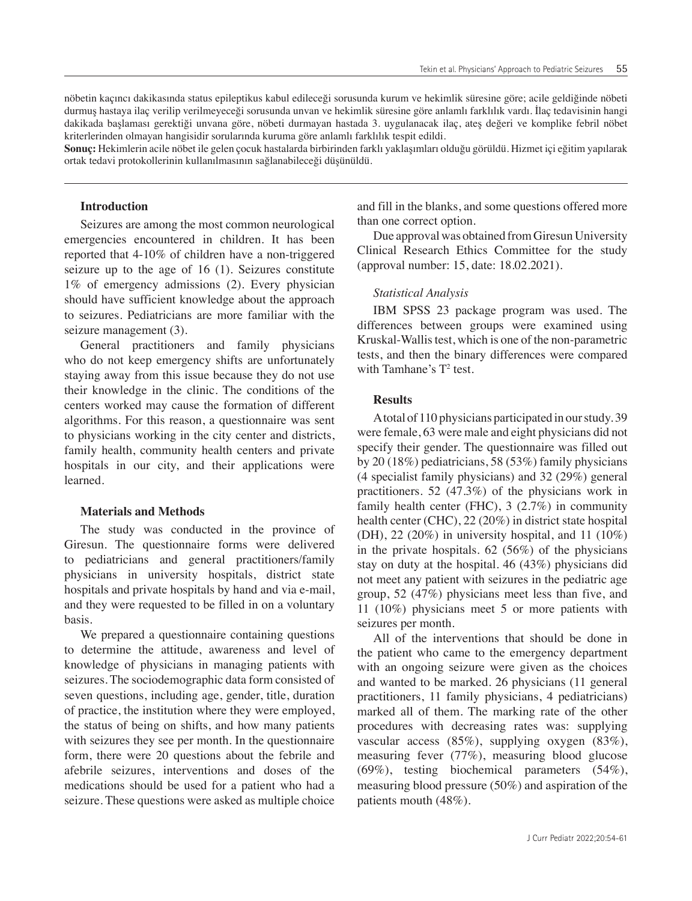nöbetin kaçıncı dakikasında status epileptikus kabul edileceği sorusunda kurum ve hekimlik süresine göre; acile geldiğinde nöbeti durmuş hastaya ilaç verilip verilmeyeceği sorusunda unvan ve hekimlik süresine göre anlamlı farklılık vardı. İlaç tedavisinin hangi dakikada başlaması gerektiği unvana göre, nöbeti durmayan hastada 3. uygulanacak ilaç, ateş değeri ve komplike febril nöbet kriterlerinden olmayan hangisidir sorularında kuruma göre anlamlı farklılık tespit edildi.

**Sonuç:** Hekimlerin acile nöbet ile gelen çocuk hastalarda birbirinden farklı yaklaşımları olduğu görüldü. Hizmet içi eğitim yapılarak ortak tedavi protokollerinin kullanılmasının sağlanabileceği düşünüldü.

## Introduction

Seizures are among the most common neurological emergencies encountered in children. It has been reported that 4-10% of children have a non-triggered seizure up to the age of 16 (1). Seizures constitute 1% of emergency admissions (2). Every physician should have sufficient knowledge about the approach to seizures. Pediatricians are more familiar with the seizure management (3).

General practitioners and family physicians who do not keep emergency shifts are unfortunately staying away from this issue because they do not use their knowledge in the clinic. The conditions of the centers worked may cause the formation of different algorithms. For this reason, a questionnaire was sent to physicians working in the city center and districts, family health, community health centers and private hospitals in our city, and their applications were learned.

## Materials and Methods

The study was conducted in the province of Giresun. The questionnaire forms were delivered to pediatricians and general practitioners/family physicians in university hospitals, district state hospitals and private hospitals by hand and via e-mail, and they were requested to be filled in on a voluntary basis.

We prepared a questionnaire containing questions to determine the attitude, awareness and level of knowledge of physicians in managing patients with seizures. The sociodemographic data form consisted of seven questions, including age, gender, title, duration of practice, the institution where they were employed, the status of being on shifts, and how many patients with seizures they see per month. In the questionnaire form, there were 20 questions about the febrile and afebrile seizures, interventions and doses of the medications should be used for a patient who had a seizure. These questions were asked as multiple choice and fill in the blanks, and some questions offered more than one correct option.

Due approval was obtained from Giresun University Clinical Research Ethics Committee for the study (approval number: 15, date: 18.02.2021).

### *Statistical Analysis*

IBM SPSS 23 package program was used. The differences between groups were examined using Kruskal-Wallis test, which is one of the non-parametric tests, and then the binary differences were compared with Tamhane's $T^2$ test.

## Results

A total of 110 physicians participated in our study. 39 were female, 63 were male and eight physicians did not specify their gender. The questionnaire was filled out by 20 (18%) pediatricians, 58 (53%) family physicians (4 specialist family physicians) and 32 (29%) general practitioners. 52 (47.3%) of the physicians work in family health center (FHC), 3 (2.7%) in community health center (CHC), 22 (20%) in district state hospital (DH), 22 (20%) in university hospital, and 11 (10%) in the private hospitals. 62 (56%) of the physicians stay on duty at the hospital. 46 (43%) physicians did not meet any patient with seizures in the pediatric age group, 52 (47%) physicians meet less than five, and 11 (10%) physicians meet 5 or more patients with seizures per month.

All of the interventions that should be done in the patient who came to the emergency department with an ongoing seizure were given as the choices and wanted to be marked. 26 physicians (11 general practitioners, 11 family physicians, 4 pediatricians) marked all of them. The marking rate of the other procedures with decreasing rates was: supplying vascular access (85%), supplying oxygen (83%), measuring fever (77%), measuring blood glucose (69%), testing biochemical parameters (54%), measuring blood pressure (50%) and aspiration of the patients mouth (48%).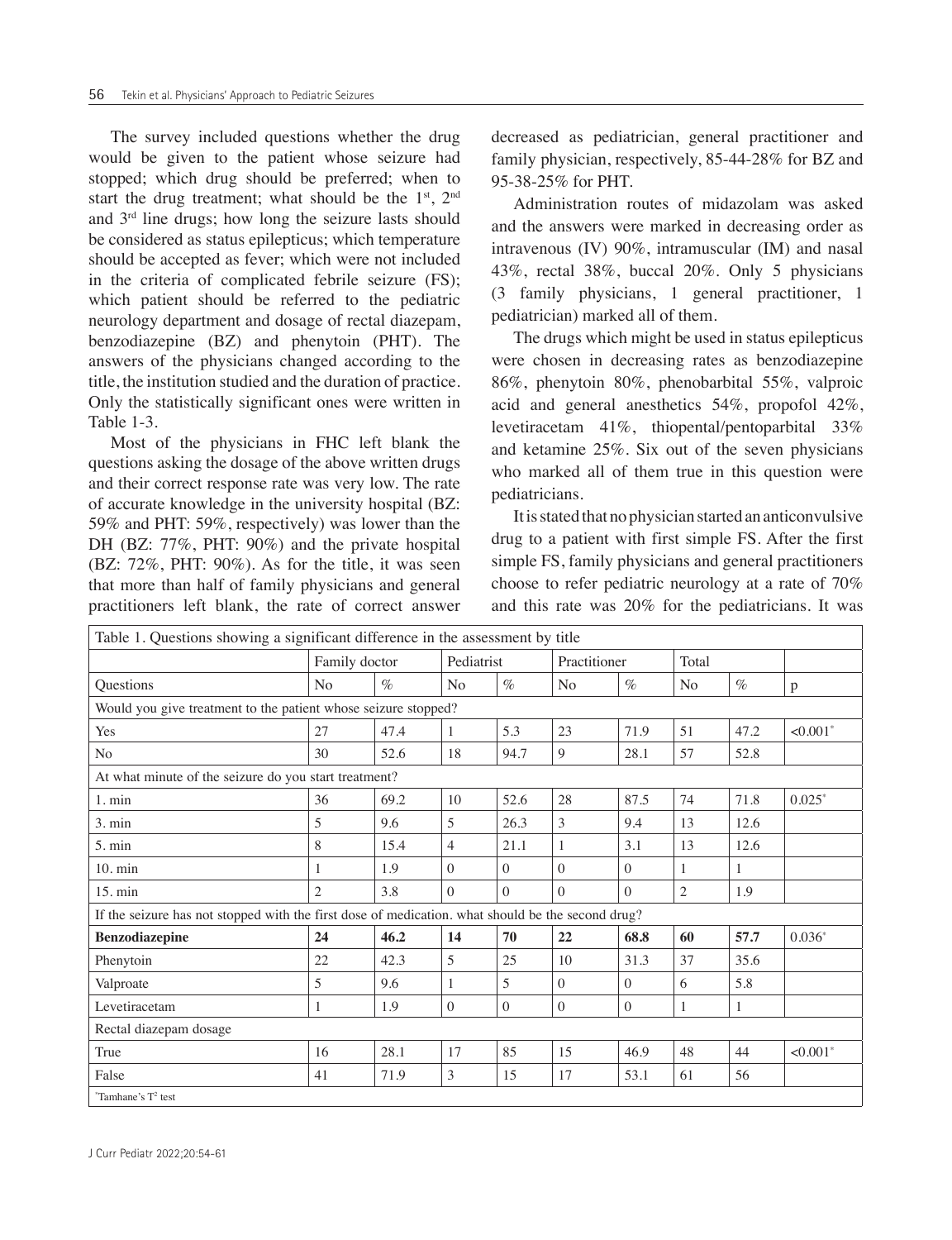The survey included questions whether the drug would be given to the patient whose seizure had stopped; which drug should be preferred; when to start the drug treatment; what should be the 1st, 2nd and 3rd line drugs; how long the seizure lasts should be considered as status epilepticus; which temperature should be accepted as fever; which were not included in the criteria of complicated febrile seizure (FS); which patient should be referred to the pediatric neurology department and dosage of rectal diazepam, benzodiazepine (BZ) and phenytoin (PHT). The answers of the physicians changed according to the title, the institution studied and the duration of practice. Only the statistically significant ones were written in Table 1-3.

Most of the physicians in FHC left blank the questions asking the dosage of the above written drugs and their correct response rate was very low. The rate of accurate knowledge in the university hospital (BZ: 59% and PHT: 59%, respectively) was lower than the DH (BZ: 77%, PHT: 90%) and the private hospital (BZ: 72%, PHT: 90%). As for the title, it was seen that more than half of family physicians and general practitioners left blank, the rate of correct answer decreased as pediatrician, general practitioner and family physician, respectively, 85-44-28% for BZ and 95-38-25% for PHT.

Administration routes of midazolam was asked and the answers were marked in decreasing order as intravenous (IV) 90%, intramuscular (IM) and nasal 43%, rectal 38%, buccal 20%. Only 5 physicians (3 family physicians, 1 general practitioner, 1 pediatrician) marked all of them.

The drugs which might be used in status epilepticus were chosen in decreasing rates as benzodiazepine 86%, phenytoin 80%, phenobarbital 55%, valproic acid and general anesthetics 54%, propofol 42%, levetiracetam 41%, thiopental/pentoparbital 33% and ketamine 25%. Six out of the seven physicians who marked all of them true in this question were pediatricians.

It is stated that no physician started an anticonvulsive drug to a patient with first simple FS. After the first simple FS, family physicians and general practitioners choose to refer pediatric neurology at a rate of 70% and this rate was 20% for the pediatricians. It was

Table 1. Questions showing a significant difference in the assessment by title

| | Family doctor | | Pediatrist | | Practitioner | | Total | | |
|---|---|---|---|---|---|---|---|---|---|
| Questions | No | % | No | % | No | % | No | % | p |
| Would you give treatment to the patient whose seizure stopped? | | | | | | | | | |
| Yes | 27 | 47.4 | 1 | 5.3 | 23 | 71.9 | 51 | 47.2 | <0.001* |
| No | 30 | 52.6 | 18 | 94.7 | 9 | 28.1 | 57 | 52.8 | |
| At what minute of the seizure do you start treatment? | | | | | | | | | |
| 1. min | 36 | 69.2 | 10 | 52.6 | 28 | 87.5 | 74 | 71.8 | 0.025* |
| 3. min | 5 | 9.6 | 5 | 26.3 | 3 | 9.4 | 13 | 12.6 | |
| 5. min | 8 | 15.4 | 4 | 21.1 | 1 | 3.1 | 13 | 12.6 | |
| 10. min | 1 | 1.9 | 0 | 0 | 0 | 0 | 1 | 1 | |
| 15. min | 2 | 3.8 | 0 | 0 | 0 | 0 | 2 | 1.9 | |
| If the seizure has not stopped with the first dose of medication. what should be the second drug? | | | | | | | | | |
| **Benzodiazepine** | **24** | **46.2** | **14** | **70** | **22** | **68.8** | **60** | **57.7** | 0.036* |
| Phenytoin | 22 | 42.3 | 5 | 25 | 10 | 31.3 | 37 | 35.6 | |
| Valproate | 5 | 9.6 | 1 | 5 | 0 | 0 | 6 | 5.8 | |
| Levetiracetam | 1 | 1.9 | 0 | 0 | 0 | 0 | 1 | 1 | |
| Rectal diazepam dosage | | | | | | | | | |
| True | 16 | 28.1 | 17 | 85 | 15 | 46.9 | 48 | 44 | <0.001* |
| False | 41 | 71.9 | 3 | 15 | 17 | 53.1 | 61 | 56 | |

*Tamhane's $T^2$ test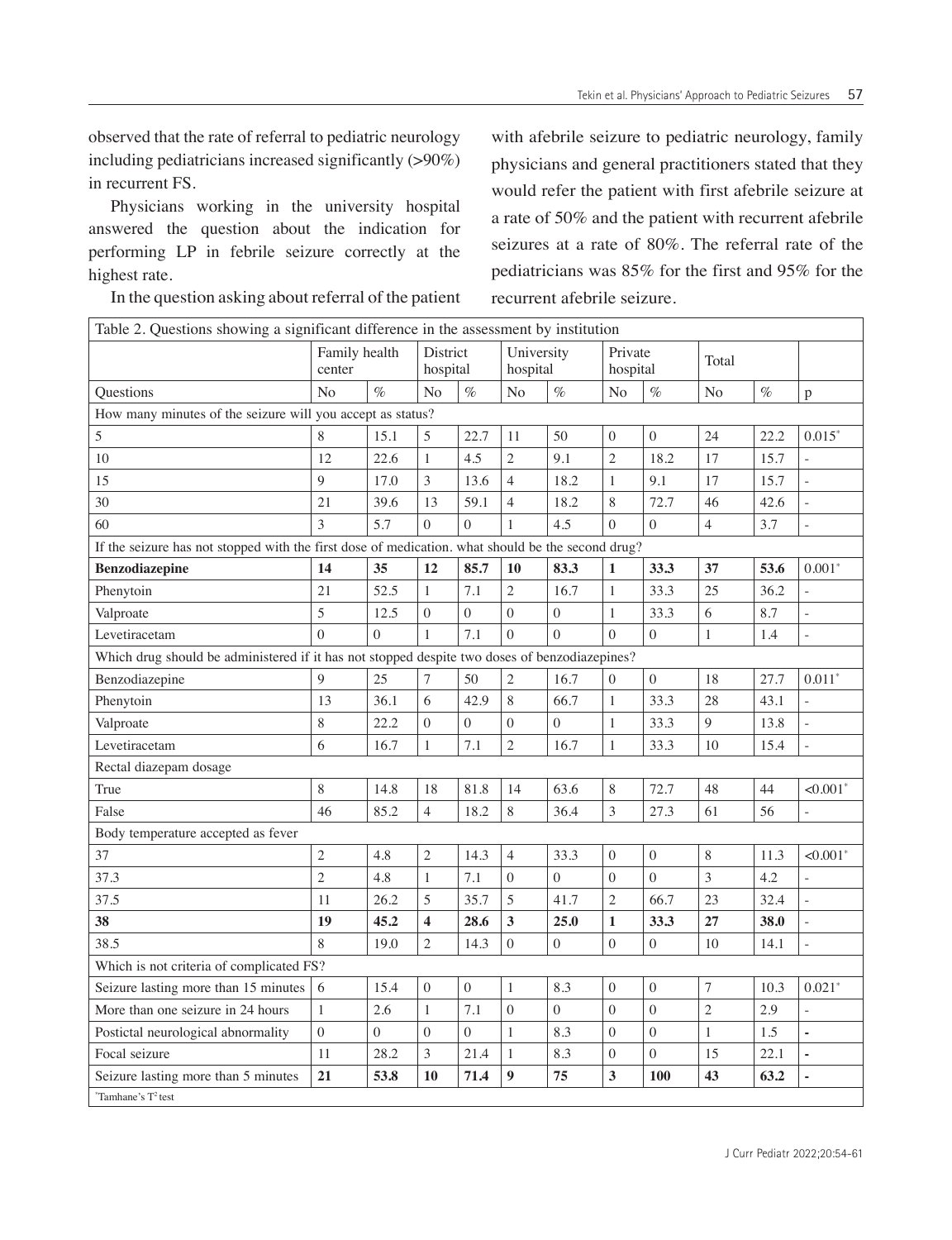observed that the rate of referral to pediatric neurology including pediatricians increased significantly (>90%) in recurrent FS.

Physicians working in the university hospital answered the question about the indication for performing LP in febrile seizure correctly at the highest rate.

In the question asking about referral of the patient with afebrile seizure to pediatric neurology, family physicians and general practitioners stated that they would refer the patient with first afebrile seizure at a rate of 50% and the patient with recurrent afebrile seizures at a rate of 80%. The referral rate of the pediatricians was 85% for the first and 95% for the recurrent afebrile seizure.

Table 2. Questions showing a significant difference in the assessment by institution

| | Family health center | | District hospital | | University hospital | | Private hospital | | Total | | |
|---|---|---|---|---|---|---|---|---|---|---|---|
| Questions | No | % | No | % | No | % | No | % | No | % | p |
| How many minutes of the seizure will you accept as status? | | | | | | | | | | | |
| 5 | 8 | 15.1 | 5 | 22.7 | 11 | 50 | 0 | 0 | 24 | 22.2 | 0.015* |
| 10 | 12 | 22.6 | 1 | 4.5 | 2 | 9.1 | 2 | 18.2 | 17 | 15.7 | - |
| 15 | 9 | 17.0 | 3 | 13.6 | 4 | 18.2 | 1 | 9.1 | 17 | 15.7 | - |
| 30 | 21 | 39.6 | 13 | 59.1 | 4 | 18.2 | 8 | 72.7 | 46 | 42.6 | - |
| 60 | 3 | 5.7 | 0 | 0 | 1 | 4.5 | 0 | 0 | 4 | 3.7 | - |
| If the seizure has not stopped with the first dose of medication. what should be the second drug? | | | | | | | | | | | |
| **Benzodiazepine** | **14** | **35** | **12** | **85.7** | **10** | **83.3** | **1** | **33.3** | **37** | **53.6** | 0.001* |
| Phenytoin | 21 | 52.5 | 1 | 7.1 | 2 | 16.7 | 1 | 33.3 | 25 | 36.2 | - |
| Valproate | 5 | 12.5 | 0 | 0 | 0 | 0 | 1 | 33.3 | 6 | 8.7 | - |
| Levetiracetam | 0 | 0 | 1 | 7.1 | 0 | 0 | 0 | 0 | 1 | 1.4 | - |
| Which drug should be administered if it has not stopped despite two doses of benzodiazepines? | | | | | | | | | | | |
| Benzodiazepine | 9 | 25 | 7 | 50 | 2 | 16.7 | 0 | 0 | 18 | 27.7 | 0.011* |
| Phenytoin | 13 | 36.1 | 6 | 42.9 | 8 | 66.7 | 1 | 33.3 | 28 | 43.1 | - |
| Valproate | 8 | 22.2 | 0 | 0 | 0 | 0 | 1 | 33.3 | 9 | 13.8 | - |
| Levetiracetam | 6 | 16.7 | 1 | 7.1 | 2 | 16.7 | 1 | 33.3 | 10 | 15.4 | - |
| Rectal diazepam dosage | | | | | | | | | | | |
| True | 8 | 14.8 | 18 | 81.8 | 14 | 63.6 | 8 | 72.7 | 48 | 44 | <0.001* |
| False | 46 | 85.2 | 4 | 18.2 | 8 | 36.4 | 3 | 27.3 | 61 | 56 | - |
| Body temperature accepted as fever | | | | | | | | | | | |
| 37 | 2 | 4.8 | 2 | 14.3 | 4 | 33.3 | 0 | 0 | 8 | 11.3 | <0.001* |
| 37.3 | 2 | 4.8 | 1 | 7.1 | 0 | 0 | 0 | 0 | 3 | 4.2 | - |
| 37.5 | 11 | 26.2 | 5 | 35.7 | 5 | 41.7 | 2 | 66.7 | 23 | 32.4 | - |
| **38** | **19** | **45.2** | **4** | **28.6** | **3** | **25.0** | **1** | **33.3** | **27** | **38.0** | - |
| 38.5 | 8 | 19.0 | 2 | 14.3 | 0 | 0 | 0 | 0 | 10 | 14.1 | - |
| Which is not criteria of complicated FS? | | | | | | | | | | | |
| Seizure lasting more than 15 minutes | 6 | 15.4 | 0 | 0 | 1 | 8.3 | 0 | 0 | 7 | 10.3 | 0.021* |
| More than one seizure in 24 hours | 1 | 2.6 | 1 | 7.1 | 0 | 0 | 0 | 0 | 2 | 2.9 | - |
| Postictal neurological abnormality | 0 | 0 | 0 | 0 | 1 | 8.3 | 0 | 0 | 1 | 1.5 | - |
| Focal seizure | 11 | 28.2 | 3 | 21.4 | 1 | 8.3 | 0 | 0 | 15 | 22.1 | - |
| Seizure lasting more than 5 minutes | **21** | **53.8** | **10** | **71.4** | **9** | **75** | **3** | **100** | **43** | **63.2** | - |

*Tamhane's $T^2$ test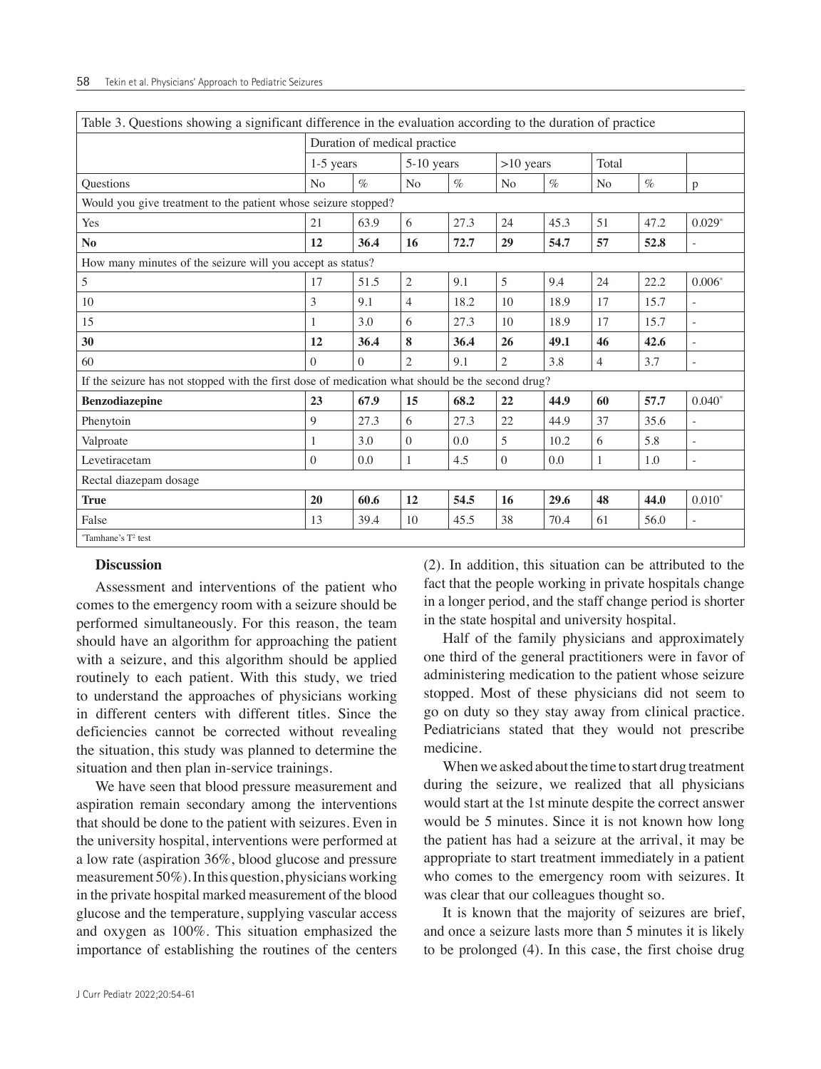Table 3. Questions showing a significant difference in the evaluation according to the duration of practice

| | Duration of medical practice | | | | | | | | |
|---|---|---|---|---|---|---|---|---|---|
| | 1-5 years | | 5-10 years | | >10 years | | Total | | |
| Questions | No | % | No | % | No | % | No | % | p |
| Would you give treatment to the patient whose seizure stopped? | | | | | | | | | |
| Yes | 21 | 63.9 | 6 | 27.3 | 24 | 45.3 | 51 | 47.2 | 0.029* |
| **No** | **12** | **36.4** | **16** | **72.7** | **29** | **54.7** | **57** | **52.8** | - |
| How many minutes of the seizure will you accept as status? | | | | | | | | | |
| 5 | 17 | 51.5 | 2 | 9.1 | 5 | 9.4 | 24 | 22.2 | 0.006* |
| 10 | 3 | 9.1 | 4 | 18.2 | 10 | 18.9 | 17 | 15.7 | - |
| 15 | 1 | 3.0 | 6 | 27.3 | 10 | 18.9 | 17 | 15.7 | - |
| **30** | **12** | **36.4** | **8** | **36.4** | **26** | **49.1** | **46** | **42.6** | - |
| 60 | 0 | 0 | 2 | 9.1 | 2 | 3.8 | 4 | 3.7 | - |
| If the seizure has not stopped with the first dose of medication what should be the second drug? | | | | | | | | | |
| **Benzodiazepine** | **23** | **67.9** | **15** | **68.2** | **22** | **44.9** | **60** | **57.7** | 0.040* |
| Phenytoin | 9 | 27.3 | 6 | 27.3 | 22 | 44.9 | 37 | 35.6 | - |
| Valproate | 1 | 3.0 | 0 | 0.0 | 5 | 10.2 | 6 | 5.8 | - |
| Levetiracetam | 0 | 0.0 | 1 | 4.5 | 0 | 0.0 | 1 | 1.0 | - |
| Rectal diazepam dosage | | | | | | | | | |
| **True** | **20** | **60.6** | **12** | **54.5** | **16** | **29.6** | **48** | **44.0** | 0.010* |
| False | 13 | 39.4 | 10 | 45.5 | 38 | 70.4 | 61 | 56.0 | - |

*Tamhane's $T^2$ test

## Discussion

Assessment and interventions of the patient who comes to the emergency room with a seizure should be performed simultaneously. For this reason, the team should have an algorithm for approaching the patient with a seizure, and this algorithm should be applied routinely to each patient. With this study, we tried to understand the approaches of physicians working in different centers with different titles. Since the deficiencies cannot be corrected without revealing the situation, this study was planned to determine the situation and then plan in-service trainings.

We have seen that blood pressure measurement and aspiration remain secondary among the interventions that should be done to the patient with seizures. Even in the university hospital, interventions were performed at a low rate (aspiration 36%, blood glucose and pressure measurement 50%). In this question, physicians working in the private hospital marked measurement of the blood glucose and the temperature, supplying vascular access and oxygen as 100%. This situation emphasized the importance of establishing the routines of the centers (2). In addition, this situation can be attributed to the fact that the people working in private hospitals change in a longer period, and the staff change period is shorter in the state hospital and university hospital.

Half of the family physicians and approximately one third of the general practitioners were in favor of administering medication to the patient whose seizure stopped. Most of these physicians did not seem to go on duty so they stay away from clinical practice. Pediatricians stated that they would not prescribe medicine.

When we asked about the time to start drug treatment during the seizure, we realized that all physicians would start at the 1st minute despite the correct answer would be 5 minutes. Since it is not known how long the patient has had a seizure at the arrival, it may be appropriate to start treatment immediately in a patient who comes to the emergency room with seizures. It was clear that our colleagues thought so.

It is known that the majority of seizures are brief, and once a seizure lasts more than 5 minutes it is likely to be prolonged (4). In this case, the first choise drug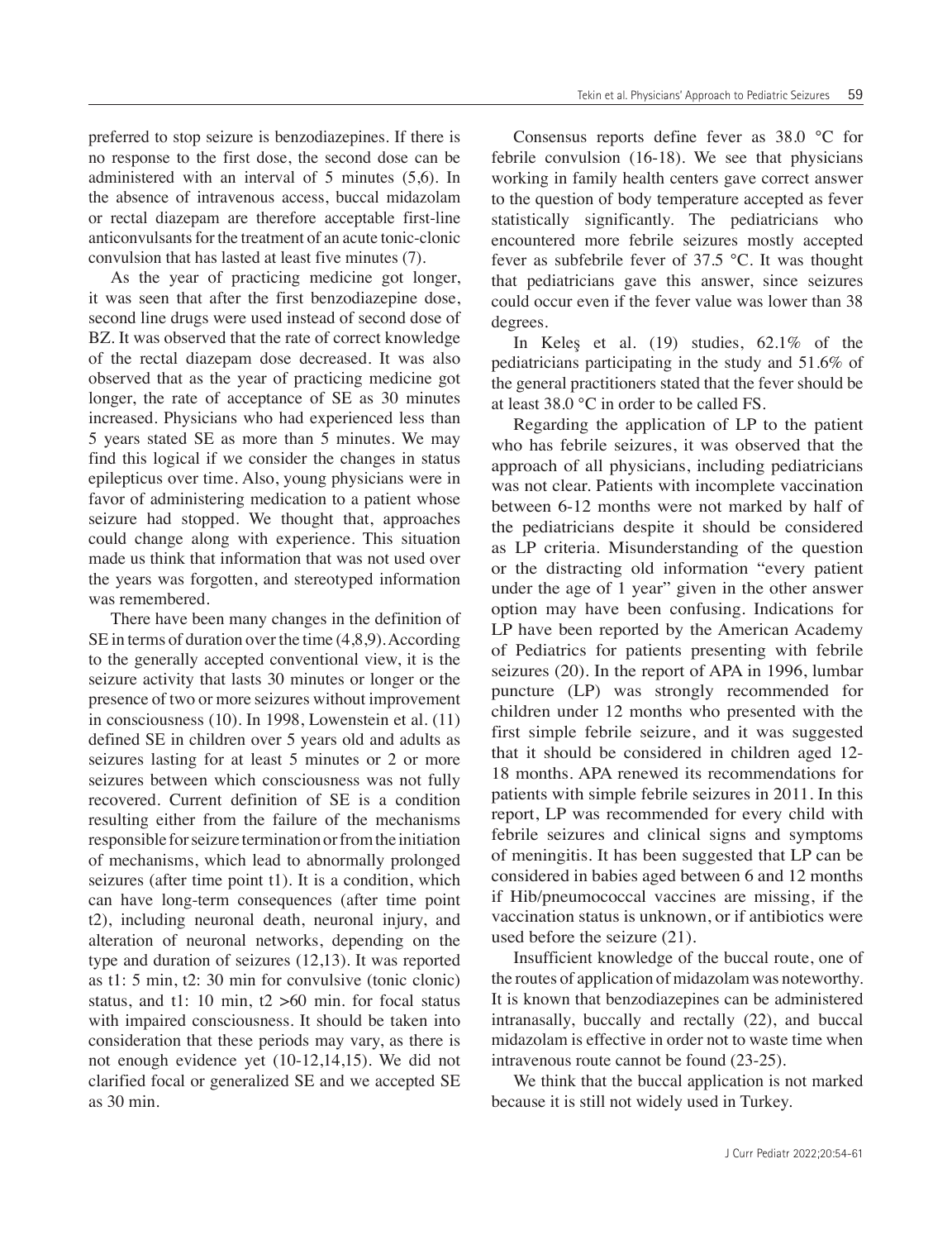preferred to stop seizure is benzodiazepines. If there is no response to the first dose, the second dose can be administered with an interval of 5 minutes (5,6). In the absence of intravenous access, buccal midazolam or rectal diazepam are therefore acceptable first-line anticonvulsants for the treatment of an acute tonic-clonic convulsion that has lasted at least five minutes (7).

As the year of practicing medicine got longer, it was seen that after the first benzodiazepine dose, second line drugs were used instead of second dose of BZ. It was observed that the rate of correct knowledge of the rectal diazepam dose decreased. It was also observed that as the year of practicing medicine got longer, the rate of acceptance of SE as 30 minutes increased. Physicians who had experienced less than 5 years stated SE as more than 5 minutes. We may find this logical if we consider the changes in status epilepticus over time. Also, young physicians were in favor of administering medication to a patient whose seizure had stopped. We thought that, approaches could change along with experience. This situation made us think that information that was not used over the years was forgotten, and stereotyped information was remembered.

There have been many changes in the definition of SE in terms of duration over the time (4,8,9). According to the generally accepted conventional view, it is the seizure activity that lasts 30 minutes or longer or the presence of two or more seizures without improvement in consciousness (10). In 1998, Lowenstein et al. (11) defined SE in children over 5 years old and adults as seizures lasting for at least 5 minutes or 2 or more seizures between which consciousness was not fully recovered. Current definition of SE is a condition resulting either from the failure of the mechanisms responsible for seizure termination or from the initiation of mechanisms, which lead to abnormally prolonged seizures (after time point t1). It is a condition, which can have long-term consequences (after time point t2), including neuronal death, neuronal injury, and alteration of neuronal networks, depending on the type and duration of seizures (12,13). It was reported as t1: 5 min, t2: 30 min for convulsive (tonic clonic) status, and t1: 10 min, t2 >60 min. for focal status with impaired consciousness. It should be taken into consideration that these periods may vary, as there is not enough evidence yet (10-12,14,15). We did not clarified focal or generalized SE and we accepted SE as 30 min.

Consensus reports define fever as 38.0 °C for febrile convulsion (16-18). We see that physicians working in family health centers gave correct answer to the question of body temperature accepted as fever statistically significantly. The pediatricians who encountered more febrile seizures mostly accepted fever as subfebrile fever of 37.5 °C. It was thought that pediatricians gave this answer, since seizures could occur even if the fever value was lower than 38 degrees.

In Keleş et al. (19) studies, 62.1% of the pediatricians participating in the study and 51.6% of the general practitioners stated that the fever should be at least 38.0 °C in order to be called FS.

Regarding the application of LP to the patient who has febrile seizures, it was observed that the approach of all physicians, including pediatricians was not clear. Patients with incomplete vaccination between 6-12 months were not marked by half of the pediatricians despite it should be considered as LP criteria. Misunderstanding of the question or the distracting old information "every patient under the age of 1 year" given in the other answer option may have been confusing. Indications for LP have been reported by the American Academy of Pediatrics for patients presenting with febrile seizures (20). In the report of APA in 1996, lumbar puncture (LP) was strongly recommended for children under 12 months who presented with the first simple febrile seizure, and it was suggested that it should be considered in children aged 12-18 months. APA renewed its recommendations for patients with simple febrile seizures in 2011. In this report, LP was recommended for every child with febrile seizures and clinical signs and symptoms of meningitis. It has been suggested that LP can be considered in babies aged between 6 and 12 months if Hib/pneumococcal vaccines are missing, if the vaccination status is unknown, or if antibiotics were used before the seizure (21).

Insufficient knowledge of the buccal route, one of the routes of application of midazolam was noteworthy. It is known that benzodiazepines can be administered intranasally, buccally and rectally (22), and buccal midazolam is effective in order not to waste time when intravenous route cannot be found (23-25).

We think that the buccal application is not marked because it is still not widely used in Turkey.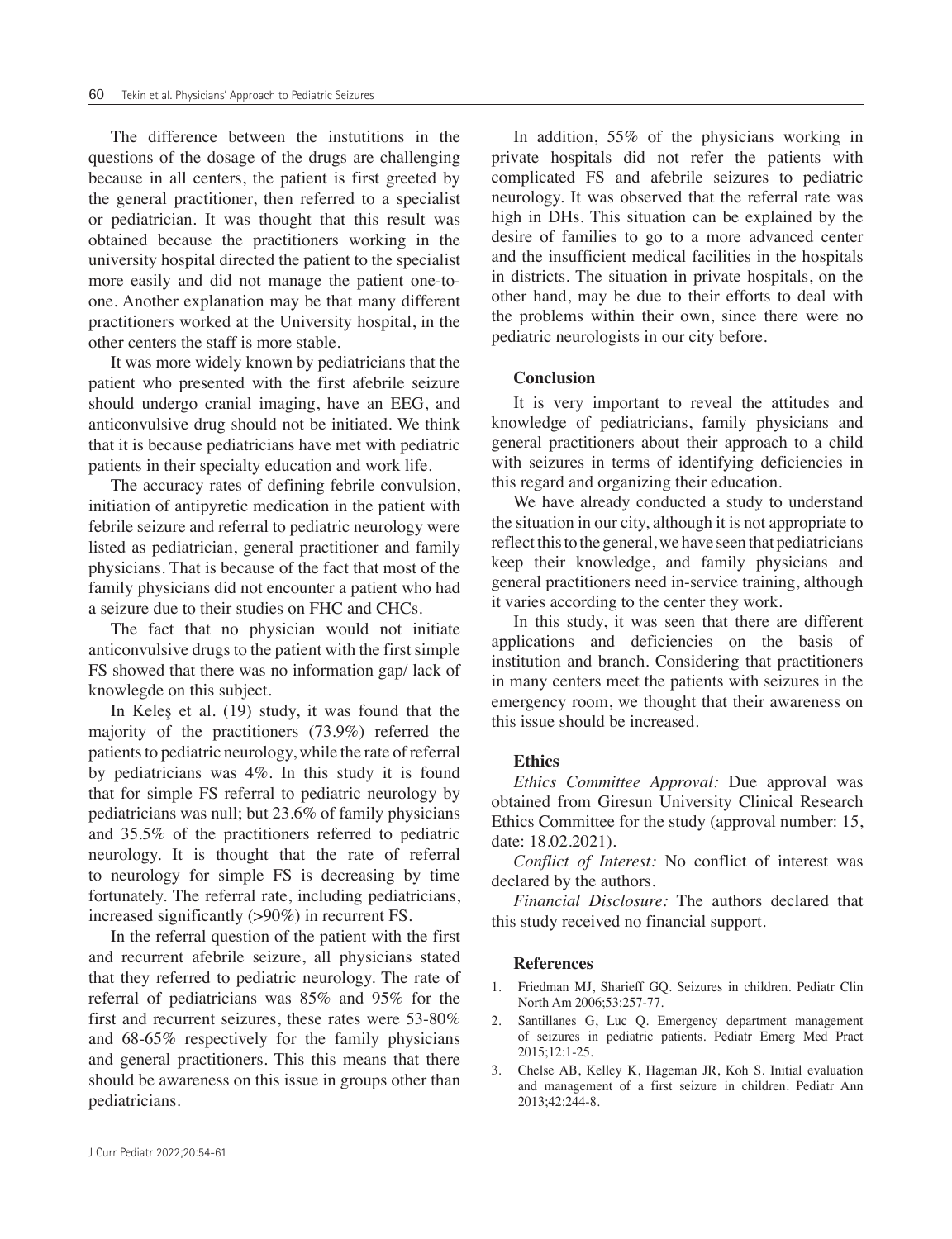The difference between the instutitions in the questions of the dosage of the drugs are challenging because in all centers, the patient is first greeted by the general practitioner, then referred to a specialist or pediatrician. It was thought that this result was obtained because the practitioners working in the university hospital directed the patient to the specialist more easily and did not manage the patient one-to-one. Another explanation may be that many different practitioners worked at the University hospital, in the other centers the staff is more stable.

It was more widely known by pediatricians that the patient who presented with the first afebrile seizure should undergo cranial imaging, have an EEG, and anticonvulsive drug should not be initiated. We think that it is because pediatricians have met with pediatric patients in their specialty education and work life.

The accuracy rates of defining febrile convulsion, initiation of antipyretic medication in the patient with febrile seizure and referral to pediatric neurology were listed as pediatrician, general practitioner and family physicians. That is because of the fact that most of the family physicians did not encounter a patient who had a seizure due to their studies on FHC and CHCs.

The fact that no physician would not initiate anticonvulsive drugs to the patient with the first simple FS showed that there was no information gap/ lack of knowlegde on this subject.

In Keleş et al. (19) study, it was found that the majority of the practitioners (73.9%) referred the patients to pediatric neurology, while the rate of referral by pediatricians was 4%. In this study it is found that for simple FS referral to pediatric neurology by pediatricians was null; but 23.6% of family physicians and 35.5% of the practitioners referred to pediatric neurology. It is thought that the rate of referral to neurology for simple FS is decreasing by time fortunately. The referral rate, including pediatricians, increased significantly (>90%) in recurrent FS.

In the referral question of the patient with the first and recurrent afebrile seizure, all physicians stated that they referred to pediatric neurology. The rate of referral of pediatricians was 85% and 95% for the first and recurrent seizures, these rates were 53-80% and 68-65% respectively for the family physicians and general practitioners. This this means that there should be awareness on this issue in groups other than pediatricians.

In addition, 55% of the physicians working in private hospitals did not refer the patients with complicated FS and afebrile seizures to pediatric neurology. It was observed that the referral rate was high in DHs. This situation can be explained by the desire of families to go to a more advanced center and the insufficient medical facilities in the hospitals in districts. The situation in private hospitals, on the other hand, may be due to their efforts to deal with the problems within their own, since there were no pediatric neurologists in our city before.

## Conclusion

It is very important to reveal the attitudes and knowledge of pediatricians, family physicians and general practitioners about their approach to a child with seizures in terms of identifying deficiencies in this regard and organizing their education.

We have already conducted a study to understand the situation in our city, although it is not appropriate to reflect this to the general, we have seen that pediatricians keep their knowledge, and family physicians and general practitioners need in-service training, although it varies according to the center they work.

In this study, it was seen that there are different applications and deficiencies on the basis of institution and branch. Considering that practitioners in many centers meet the patients with seizures in the emergency room, we thought that their awareness on this issue should be increased.

## Ethics

*Ethics Committee Approval:* Due approval was obtained from Giresun University Clinical Research Ethics Committee for the study (approval number: 15, date: 18.02.2021).

*Conflict of Interest:* No conflict of interest was declared by the authors.

*Financial Disclosure:* The authors declared that this study received no financial support.

## References

1. Friedman MJ, Sharieff GQ. Seizures in children. Pediatr Clin North Am 2006;53:257-77.
2. Santillanes G, Luc Q. Emergency department management of seizures in pediatric patients. Pediatr Emerg Med Pract 2015;12:1-25.
3. Chelse AB, Kelley K, Hageman JR, Koh S. Initial evaluation and management of a first seizure in children. Pediatr Ann 2013;42:244-8.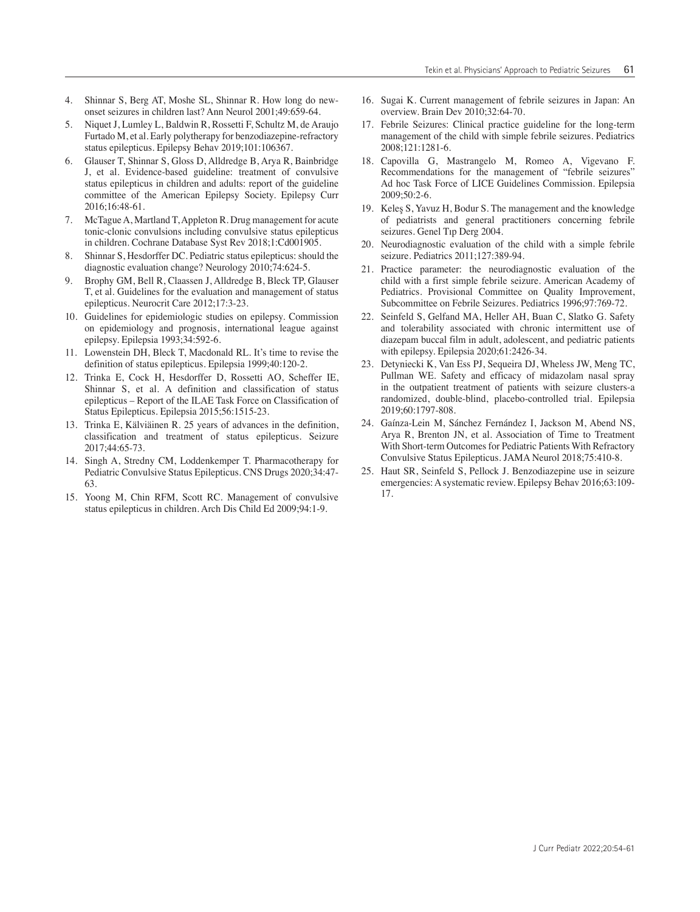4. Shinnar S, Berg AT, Moshe SL, Shinnar R. How long do new-onset seizures in children last? Ann Neurol 2001;49:659-64.
5. Niquet J, Lumley L, Baldwin R, Rossetti F, Schultz M, de Araujo Furtado M, et al. Early polytherapy for benzodiazepine-refractory status epilepticus. Epilepsy Behav 2019;101:106367.
6. Glauser T, Shinnar S, Gloss D, Alldredge B, Arya R, Bainbridge J, et al. Evidence-based guideline: treatment of convulsive status epilepticus in children and adults: report of the guideline committee of the American Epilepsy Society. Epilepsy Curr 2016;16:48-61.
7. McTague A, Martland T, Appleton R. Drug management for acute tonic-clonic convulsions including convulsive status epilepticus in children. Cochrane Database Syst Rev 2018;1:Cd001905.
8. Shinnar S, Hesdorffer DC. Pediatric status epilepticus: should the diagnostic evaluation change? Neurology 2010;74:624-5.
9. Brophy GM, Bell R, Claassen J, Alldredge B, Bleck TP, Glauser T, et al. Guidelines for the evaluation and management of status epilepticus. Neurocrit Care 2012;17:3-23.
10. Guidelines for epidemiologic studies on epilepsy. Commission on epidemiology and prognosis, international league against epilepsy. Epilepsia 1993;34:592-6.
11. Lowenstein DH, Bleck T, Macdonald RL. It's time to revise the definition of status epilepticus. Epilepsia 1999;40:120-2.
12. Trinka E, Cock H, Hesdorffer D, Rossetti AO, Scheffer IE, Shinnar S, et al. A definition and classification of status epilepticus – Report of the ILAE Task Force on Classification of Status Epilepticus. Epilepsia 2015;56:1515-23.
13. Trinka E, Kälviäinen R. 25 years of advances in the definition, classification and treatment of status epilepticus. Seizure 2017;44:65-73.
14. Singh A, Stredny CM, Loddenkemper T. Pharmacotherapy for Pediatric Convulsive Status Epilepticus. CNS Drugs 2020;34:47-63.
15. Yoong M, Chin RFM, Scott RC. Management of convulsive status epilepticus in children. Arch Dis Child Ed 2009;94:1-9.
16. Sugai K. Current management of febrile seizures in Japan: An overview. Brain Dev 2010;32:64-70.
17. Febrile Seizures: Clinical practice guideline for the long-term management of the child with simple febrile seizures. Pediatrics 2008;121:1281-6.
18. Capovilla G, Mastrangelo M, Romeo A, Vigevano F. Recommendations for the management of "febrile seizures" Ad hoc Task Force of LICE Guidelines Commission. Epilepsia 2009;50:2-6.
19. Keleş S, Yavuz H, Bodur S. The management and the knowledge of pediatrists and general practitioners concerning febrile seizures. Genel Tıp Derg 2004.
20. Neurodiagnostic evaluation of the child with a simple febrile seizure. Pediatrics 2011;127:389-94.
21. Practice parameter: the neurodiagnostic evaluation of the child with a first simple febrile seizure. American Academy of Pediatrics. Provisional Committee on Quality Improvement, Subcommittee on Febrile Seizures. Pediatrics 1996;97:769-72.
22. Seinfeld S, Gelfand MA, Heller AH, Buan C, Slatko G. Safety and tolerability associated with chronic intermittent use of diazepam buccal film in adult, adolescent, and pediatric patients with epilepsy. Epilepsia 2020;61:2426-34.
23. Detyniecki K, Van Ess PJ, Sequeira DJ, Wheless JW, Meng TC, Pullman WE. Safety and efficacy of midazolam nasal spray in the outpatient treatment of patients with seizure clusters-a randomized, double-blind, placebo-controlled trial. Epilepsia 2019;60:1797-808.
24. Gaínza-Lein M, Sánchez Fernández I, Jackson M, Abend NS, Arya R, Brenton JN, et al. Association of Time to Treatment With Short-term Outcomes for Pediatric Patients With Refractory Convulsive Status Epilepticus. JAMA Neurol 2018;75:410-8.
25. Haut SR, Seinfeld S, Pellock J. Benzodiazepine use in seizure emergencies: A systematic review. Epilepsy Behav 2016;63:109-17.